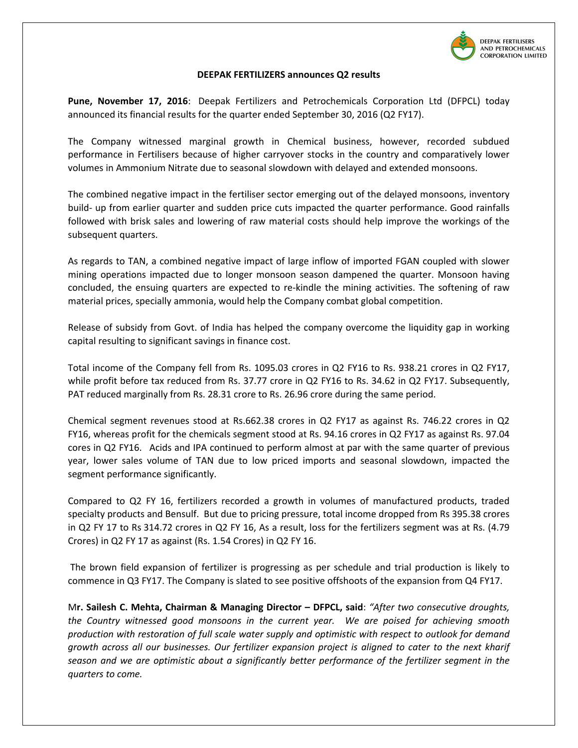DEEPAK FERTILISERS AND PETROCHEMICALS CORPORATION LIMITED

**DEEPAK FERTILIZERS announces Q2 results**

**Pune, November 17, 2016**: Deepak Fertilizers and Petrochemicals Corporation Ltd (DFPCL) today announced its financial results for the quarter ended September 30, 2016 (Q2 FY17).

The Company witnessed marginal growth in Chemical business, however, recorded subdued performance in Fertilisers because of higher carryover stocks in the country and comparatively lower volumes in Ammonium Nitrate due to seasonal slowdown with delayed and extended monsoons.

The combined negative impact in the fertiliser sector emerging out of the delayed monsoons, inventory build- up from earlier quarter and sudden price cuts impacted the quarter performance. Good rainfalls followed with brisk sales and lowering of raw material costs should help improve the workings of the subsequent quarters.

As regards to TAN, a combined negative impact of large inflow of imported FGAN coupled with slower mining operations impacted due to longer monsoon season dampened the quarter. Monsoon having concluded, the ensuing quarters are expected to re-kindle the mining activities. The softening of raw material prices, specially ammonia, would help the Company combat global competition.

Release of subsidy from Govt. of India has helped the company overcome the liquidity gap in working capital resulting to significant savings in finance cost.

Total income of the Company fell from Rs. 1095.03 crores in Q2 FY16 to Rs. 938.21 crores in Q2 FY17, while profit before tax reduced from Rs. 37.77 crore in Q2 FY16 to Rs. 34.62 in Q2 FY17. Subsequently, PAT reduced marginally from Rs. 28.31 crore to Rs. 26.96 crore during the same period.

Chemical segment revenues stood at Rs.662.38 crores in Q2 FY17 as against Rs. 746.22 crores in Q2 FY16, whereas profit for the chemicals segment stood at Rs. 94.16 crores in Q2 FY17 as against Rs. 97.04 cores in Q2 FY16. Acids and IPA continued to perform almost at par with the same quarter of previous year, lower sales volume of TAN due to low priced imports and seasonal slowdown, impacted the segment performance significantly.

Compared to Q2 FY 16, fertilizers recorded a growth in volumes of manufactured products, traded specialty products and Bensulf. But due to pricing pressure, total income dropped from Rs 395.38 crores in Q2 FY 17 to Rs 314.72 crores in Q2 FY 16, As a result, loss for the fertilizers segment was at Rs. (4.79 Crores) in Q2 FY 17 as against (Rs. 1.54 Crores) in Q2 FY 16.

The brown field expansion of fertilizer is progressing as per schedule and trial production is likely to commence in Q3 FY17. The Company is slated to see positive offshoots of the expansion from Q4 FY17.

M**r. Sailesh C. Mehta, Chairman & Managing Director – DFPCL, said**: *"After two consecutive droughts, the Country witnessed good monsoons in the current year. We are poised for achieving smooth production with restoration of full scale water supply and optimistic with respect to outlook for demand growth across all our businesses. Our fertilizer expansion project is aligned to cater to the next kharif season and we are optimistic about a significantly better performance of the fertilizer segment in the quarters to come.*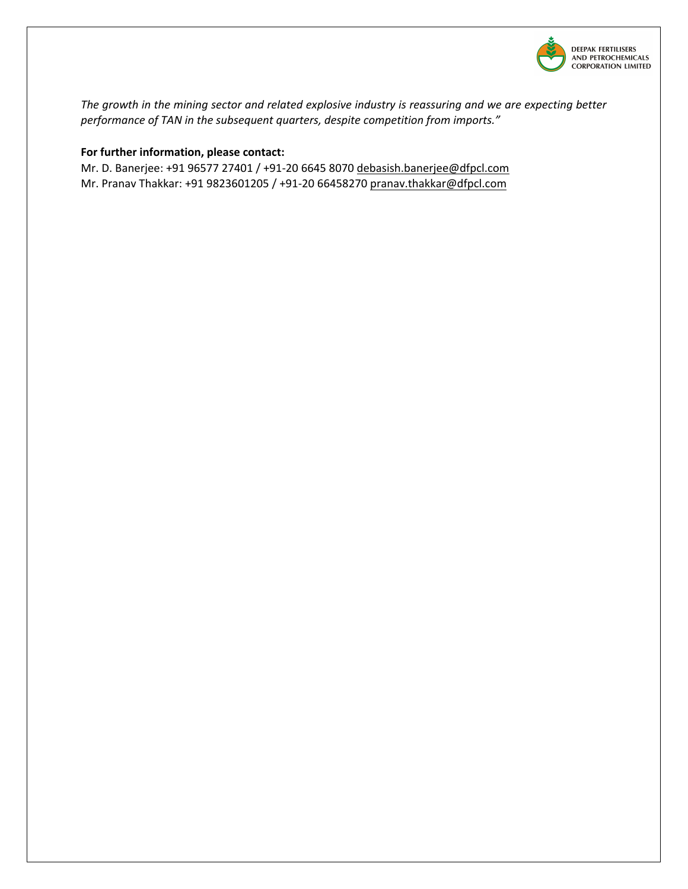*The growth in the mining sector and related explosive industry is reassuring and we are expecting better performance of TAN in the subsequent quarters, despite competition from imports."*

**For further information, please contact:**

Mr. D. Banerjee: +91 96577 27401 / +91-20 6645 8070 debasish.banerjee@dfpcl.com

Mr. Pranav Thakkar: +91 9823601205 / +91-20 66458270 pranav.thakkar@dfpcl.com